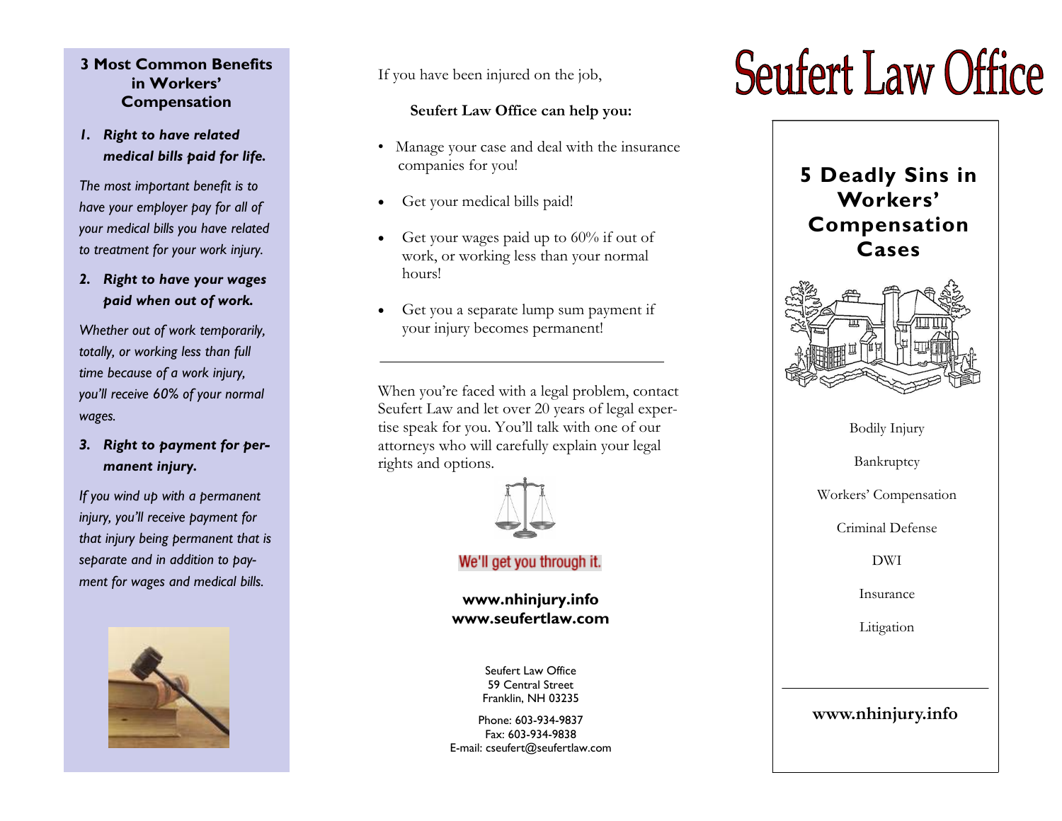## 3 Most Common Benefits in Workers' Compensation

1. ***Right to have related medical bills paid for life.***

*The most important benefit is to have your employer pay for all of your medical bills you have related to treatment for your work injury.*

2. ***Right to have your wages paid when out of work.***

*Whether out of work temporarily, totally, or working less than full time because of a work injury, you'll receive 60% of your normal wages.*

3. ***Right to payment for permanent injury.***

*If you wind up with a permanent injury, you'll receive payment for that injury being permanent that is separate and in addition to payment for wages and medical bills.*

If you have been injured on the job,

**Seufert Law Office can help you:**

- Manage your case and deal with the insurance companies for you!
- Get your medical bills paid!
- Get your wages paid up to 60% if out of work, or working less than your normal hours!
- Get you a separate lump sum payment if your injury becomes permanent!

---

When you're faced with a legal problem, contact Seufert Law and let over 20 years of legal expertise speak for you. You'll talk with one of our attorneys who will carefully explain your legal rights and options.

We'll get you through it.

**www.nhinjury.info**
**www.seufertlaw.com**

Seufert Law Office
59 Central Street
Franklin, NH 03235

Phone: 603-934-9837
Fax: 603-934-9838
E-mail: cseufert@seufertlaw.com

# Seufert Law Office

## 5 Deadly Sins in Workers' Compensation Cases

Bodily Injury

Bankruptcy

Workers' Compensation

Criminal Defense

DWI

Insurance

Litigation

---

**www.nhinjury.info**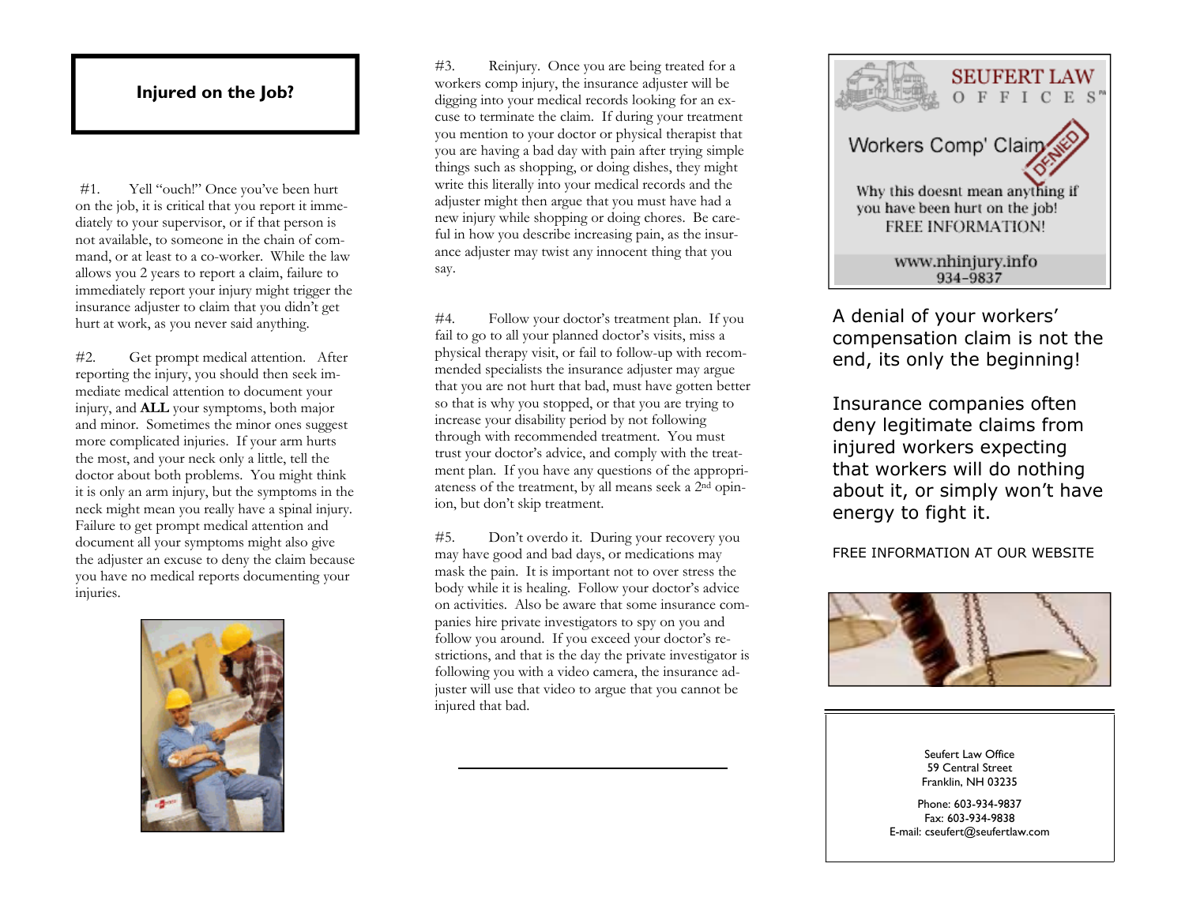## Injured on the Job?

#1. Yell "ouch!" Once you've been hurt on the job, it is critical that you report it immediately to your supervisor, or if that person is not available, to someone in the chain of command, or at least to a co-worker. While the law allows you 2 years to report a claim, failure to immediately report your injury might trigger the insurance adjuster to claim that you didn't get hurt at work, as you never said anything.

#2. Get prompt medical attention. After reporting the injury, you should then seek immediate medical attention to document your injury, and **ALL** your symptoms, both major and minor. Sometimes the minor ones suggest more complicated injuries. If your arm hurts the most, and your neck only a little, tell the doctor about both problems. You might think it is only an arm injury, but the symptoms in the neck might mean you really have a spinal injury. Failure to get prompt medical attention and document all your symptoms might also give the adjuster an excuse to deny the claim because you have no medical reports documenting your injuries.

#3. Reinjury. Once you are being treated for a workers comp injury, the insurance adjuster will be digging into your medical records looking for an excuse to terminate the claim. If during your treatment you mention to your doctor or physical therapist that you are having a bad day with pain after trying simple things such as shopping, or doing dishes, they might write this literally into your medical records and the adjuster might then argue that you must have had a new injury while shopping or doing chores. Be careful in how you describe increasing pain, as the insurance adjuster may twist any innocent thing that you say.

#4. Follow your doctor's treatment plan. If you fail to go to all your planned doctor's visits, miss a physical therapy visit, or fail to follow-up with recommended specialists the insurance adjuster may argue that you are not hurt that bad, must have gotten better so that is why you stopped, or that you are trying to increase your disability period by not following through with recommended treatment. You must trust your doctor's advice, and comply with the treatment plan. If you have any questions of the appropriateness of the treatment, by all means seek a 2nd opinion, but don't skip treatment.

#5. Don't overdo it. During your recovery you may have good and bad days, or medications may mask the pain. It is important not to over stress the body while it is healing. Follow your doctor's advice on activities. Also be aware that some insurance companies hire private investigators to spy on you and follow you around. If you exceed your doctor's restrictions, and that is the day the private investigator is following you with a video camera, the insurance adjuster will use that video to argue that you cannot be injured that bad.

---

SEUFERT LAW OFFICES PA

Workers Comp' Claim DENIED

Why this doesnt mean anything if you have been hurt on the job!
FREE INFORMATION!

www.nhinjury.info
934-9837

A denial of your workers' compensation claim is not the end, its only the beginning!

Insurance companies often deny legitimate claims from injured workers expecting that workers will do nothing about it, or simply won't have energy to fight it.

FREE INFORMATION AT OUR WEBSITE

---

Seufert Law Office
59 Central Street
Franklin, NH 03235

Phone: 603-934-9837
Fax: 603-934-9838
E-mail: cseufert@seufertlaw.com